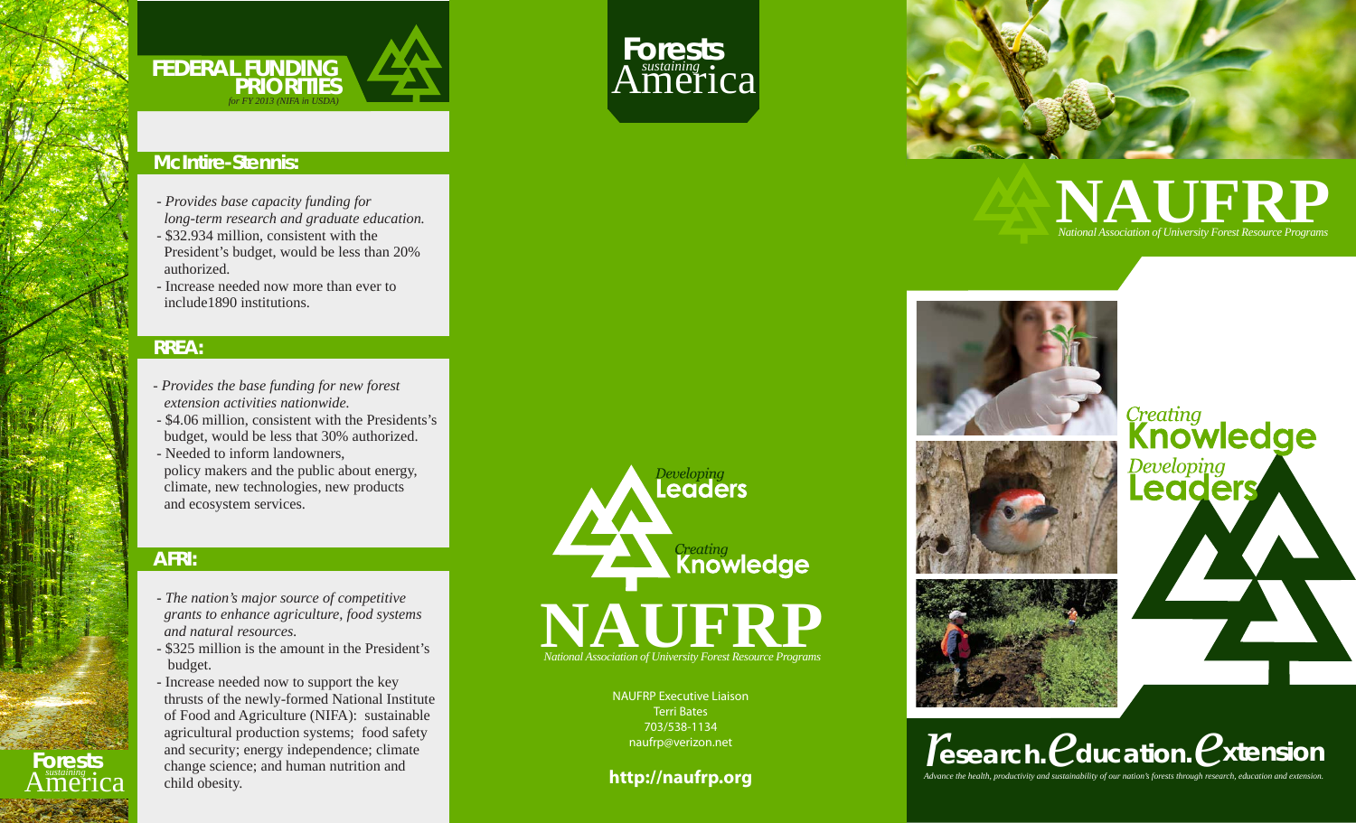# FEDERAL FUNDING PRIORITIES

*for FY 2013 (NIFA in USDA)*

## McIntire-Stennis:

- *Provides base capacity funding for long-term research and graduate education.*
- $32.934 million, consistent with the President's budget, would be less than 20% authorized.
- Increase needed now more than ever to include1890 institutions.

## RREA:

- *Provides the base funding for new forest extension activities nationwide.*
- $4.06 million, consistent with the Presidents's budget, would be less that 30% authorized.
- Needed to inform landowners, policy makers and the public about energy, climate, new technologies, new products and ecosystem services.

## AFRI:

- *The nation's major source of competitive grants to enhance agriculture, food systems and natural resources.*
- $325 million is the amount in the President's budget.
- Increase needed now to support the key thrusts of the newly-formed National Institute of Food and Agriculture (NIFA): sustainable agricultural production systems; food safety and security; energy independence; climate change science; and human nutrition and child obesity.

Forests *sustaining* America

Forests *sustaining* America

*Developing* **Leaders**

*Creating* **Knowledge**

# NAUFRP

*National Association of University Forest Resource Programs*

NAUFRP Executive Liaison
Terri Bates
703/538-1134
naufrp@verizon.net

**http://naufrp.org**

# NAUFRP

*National Association of University Forest Resource Programs*

*Creating* **Knowledge**
*Developing* **Leaders**

## research.education.extension

*Advance the health, productivity and sustainability of our nation's forests through research, education and extension.*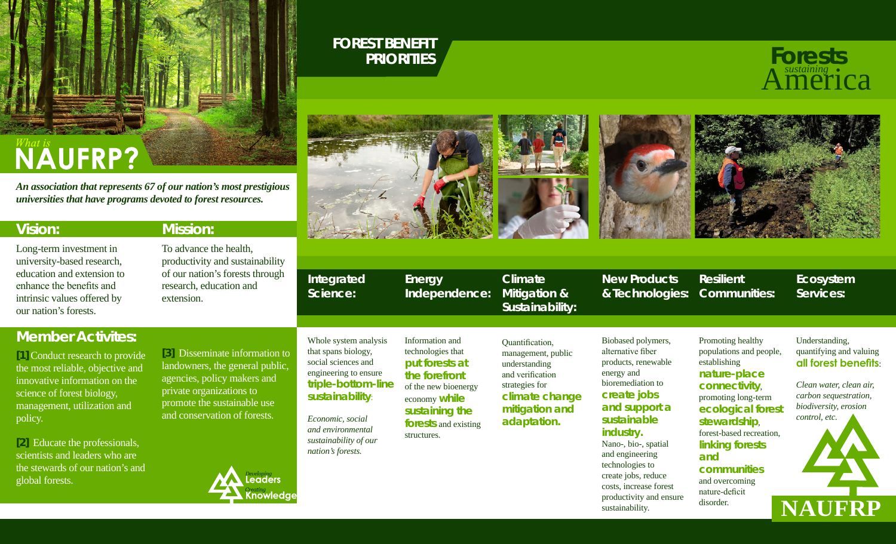*What is*

# NAUFRP?

***An association that represents 67 of our nation's most prestigious universities that have programs devoted to forest resources.***

## Vision:

Long-term investment in university-based research, education and extension to enhance the benefits and intrinsic values offered by our nation's forests.

## Mission:

To advance the health, productivity and sustainability of our nation's forests through research, education and extension.

## Member Activites:

**[1]** Conduct research to provide the most reliable, objective and innovative information on the science of forest biology, management, utilization and policy.

**[2]** Educate the professionals, scientists and leaders who are the stewards of our nation's and global forests.

**[3]** Disseminate information to landowners, the general public, agencies, policy makers and private organizations to promote the sustainable use and conservation of forests.

*Developing* Leaders *Creating* Knowledge

# FOREST BENEFIT PRIORITIES

Forests *sustaining* America

### Integrated Science:

Whole system analysis that spans biology, social sciences and engineering to ensure **triple-bottom-line sustainability**:

*Economic, social and environmental sustainability of our nation's forests.*

### Energy Independence:

Information and technologies that **put forests at the forefront** of the new bioenergy economy **while sustaining the forests** and existing structures.

### Climate Mitigation & Sustainability:

Quantification, management, public understanding and verification strategies for **climate change mitigation and adaptation.**

### New Products & Technologies:

Biobased polymers, alternative fiber products, renewable energy and bioremediation to **create jobs and support a sustainable industry.** Nano-, bio-, spatial and engineering technologies to create jobs, reduce costs, increase forest productivity and ensure sustainability.

### Resilient Communities:

Promoting healthy populations and people, establishing **nature-place connectivity**, promoting long-term **ecological forest stewardship**, forest-based recreation, **linking forests and communities** and overcoming nature-deficit disorder.

### Ecosystem Services:

Understanding, quantifying and valuing **all forest benefits**:

*Clean water, clean air, carbon sequestration, biodiversity, erosion control, etc.*

NAUFRP